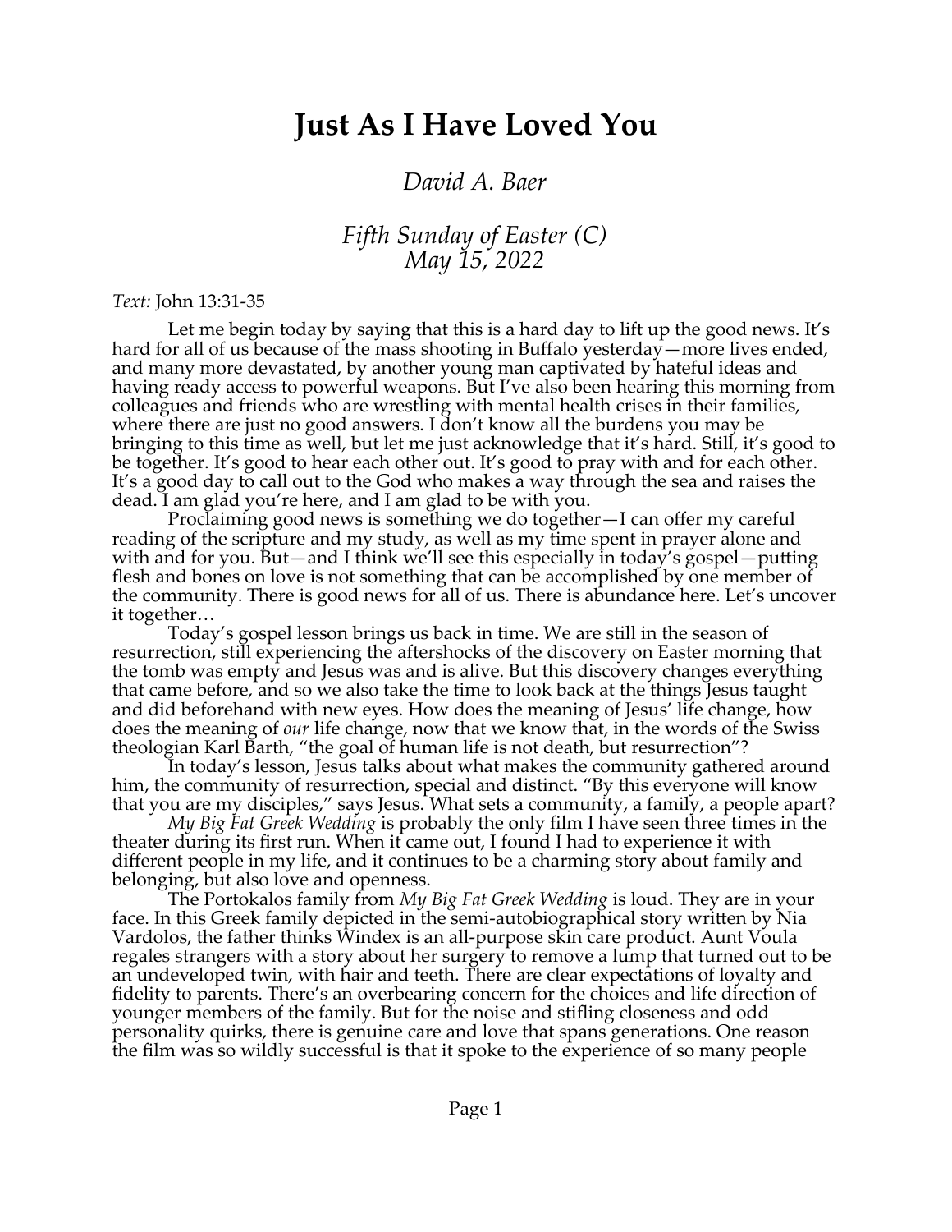# Just As I Have Loved You

*David A. Baer*

*Fifth Sunday of Easter (C)*
*May 15, 2022*

*Text:* John 13:31-35

Let me begin today by saying that this is a hard day to lift up the good news. It's hard for all of us because of the mass shooting in Buffalo yesterday—more lives ended, and many more devastated, by another young man captivated by hateful ideas and having ready access to powerful weapons. But I've also been hearing this morning from colleagues and friends who are wrestling with mental health crises in their families, where there are just no good answers. I don't know all the burdens you may be bringing to this time as well, but let me just acknowledge that it's hard. Still, it's good to be together. It's good to hear each other out. It's good to pray with and for each other. It's a good day to call out to the God who makes a way through the sea and raises the dead. I am glad you're here, and I am glad to be with you.

Proclaiming good news is something we do together—I can offer my careful reading of the scripture and my study, as well as my time spent in prayer alone and with and for you. But—and I think we'll see this especially in today's gospel—putting flesh and bones on love is not something that can be accomplished by one member of the community. There is good news for all of us. There is abundance here. Let's uncover it together…

Today's gospel lesson brings us back in time. We are still in the season of resurrection, still experiencing the aftershocks of the discovery on Easter morning that the tomb was empty and Jesus was and is alive. But this discovery changes everything that came before, and so we also take the time to look back at the things Jesus taught and did beforehand with new eyes. How does the meaning of Jesus' life change, how does the meaning of *our* life change, now that we know that, in the words of the Swiss theologian Karl Barth, "the goal of human life is not death, but resurrection"?

In today's lesson, Jesus talks about what makes the community gathered around him, the community of resurrection, special and distinct. "By this everyone will know that you are my disciples," says Jesus. What sets a community, a family, a people apart?

*My Big Fat Greek Wedding* is probably the only film I have seen three times in the theater during its first run. When it came out, I found I had to experience it with different people in my life, and it continues to be a charming story about family and belonging, but also love and openness.

The Portokalos family from *My Big Fat Greek Wedding* is loud. They are in your face. In this Greek family depicted in the semi-autobiographical story written by Nia Vardolos, the father thinks Windex is an all-purpose skin care product. Aunt Voula regales strangers with a story about her surgery to remove a lump that turned out to be an undeveloped twin, with hair and teeth. There are clear expectations of loyalty and fidelity to parents. There's an overbearing concern for the choices and life direction of younger members of the family. But for the noise and stifling closeness and odd personality quirks, there is genuine care and love that spans generations. One reason the film was so wildly successful is that it spoke to the experience of so many people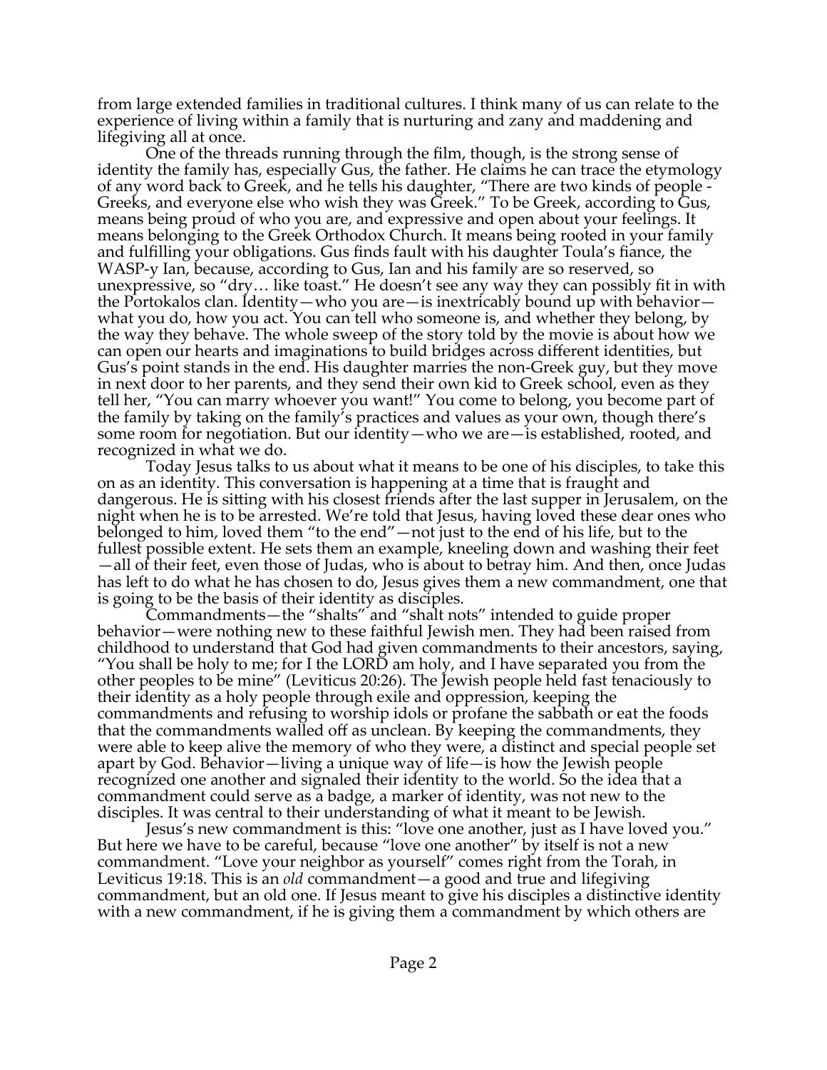from large extended families in traditional cultures. I think many of us can relate to the experience of living within a family that is nurturing and zany and maddening and lifegiving all at once.

One of the threads running through the film, though, is the strong sense of identity the family has, especially Gus, the father. He claims he can trace the etymology of any word back to Greek, and he tells his daughter, "There are two kinds of people - Greeks, and everyone else who wish they was Greek." To be Greek, according to Gus, means being proud of who you are, and expressive and open about your feelings. It means belonging to the Greek Orthodox Church. It means being rooted in your family and fulfilling your obligations. Gus finds fault with his daughter Toula's fiance, the WASP-y Ian, because, according to Gus, Ian and his family are so reserved, so unexpressive, so "dry… like toast." He doesn't see any way they can possibly fit in with the Portokalos clan. Identity—who you are—is inextricably bound up with behavior—what you do, how you act. You can tell who someone is, and whether they belong, by the way they behave. The whole sweep of the story told by the movie is about how we can open our hearts and imaginations to build bridges across different identities, but Gus's point stands in the end. His daughter marries the non-Greek guy, but they move in next door to her parents, and they send their own kid to Greek school, even as they tell her, "You can marry whoever you want!" You come to belong, you become part of the family by taking on the family's practices and values as your own, though there's some room for negotiation. But our identity—who we are—is established, rooted, and recognized in what we do.

Today Jesus talks to us about what it means to be one of his disciples, to take this on as an identity. This conversation is happening at a time that is fraught and dangerous. He is sitting with his closest friends after the last supper in Jerusalem, on the night when he is to be arrested. We're told that Jesus, having loved these dear ones who belonged to him, loved them "to the end"—not just to the end of his life, but to the fullest possible extent. He sets them an example, kneeling down and washing their feet—all of their feet, even those of Judas, who is about to betray him. And then, once Judas has left to do what he has chosen to do, Jesus gives them a new commandment, one that is going to be the basis of their identity as disciples.

Commandments—the "shalts" and "shalt nots" intended to guide proper behavior—were nothing new to these faithful Jewish men. They had been raised from childhood to understand that God had given commandments to their ancestors, saying, "You shall be holy to me; for I the LORD am holy, and I have separated you from the other peoples to be mine" (Leviticus 20:26). The Jewish people held fast tenaciously to their identity as a holy people through exile and oppression, keeping the commandments and refusing to worship idols or profane the sabbath or eat the foods that the commandments walled off as unclean. By keeping the commandments, they were able to keep alive the memory of who they were, a distinct and special people set apart by God. Behavior—living a unique way of life—is how the Jewish people recognized one another and signaled their identity to the world. So the idea that a commandment could serve as a badge, a marker of identity, was not new to the disciples. It was central to their understanding of what it meant to be Jewish.

Jesus's new commandment is this: "love one another, just as I have loved you." But here we have to be careful, because "love one another" by itself is not a new commandment. "Love your neighbor as yourself" comes right from the Torah, in Leviticus 19:18. This is an *old* commandment—a good and true and lifegiving commandment, but an old one. If Jesus meant to give his disciples a distinctive identity with a new commandment, if he is giving them a commandment by which others are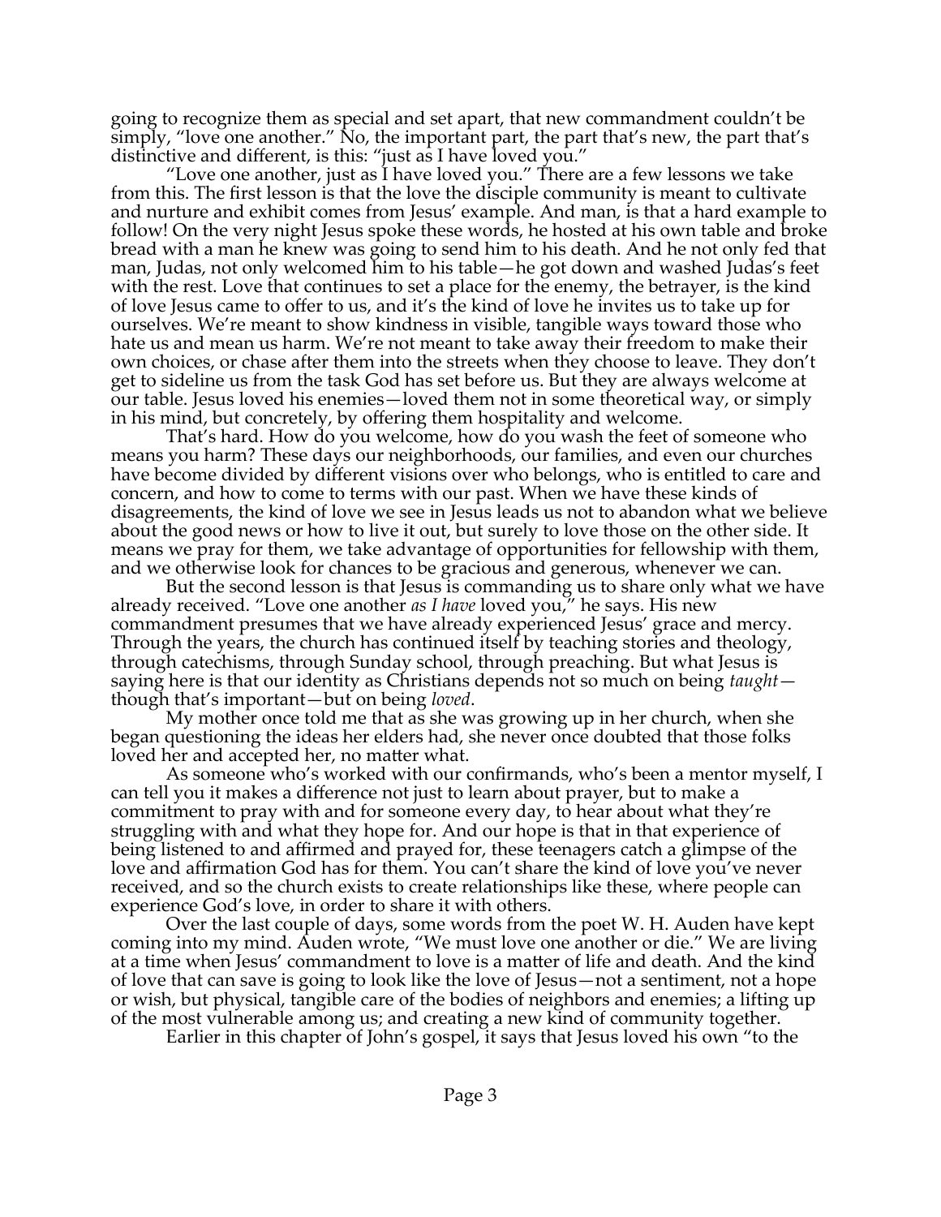going to recognize them as special and set apart, that new commandment couldn't be simply, "love one another." No, the important part, the part that's new, the part that's distinctive and different, is this: "just as I have loved you."

"Love one another, just as I have loved you." There are a few lessons we take from this. The first lesson is that the love the disciple community is meant to cultivate and nurture and exhibit comes from Jesus' example. And man, is that a hard example to follow! On the very night Jesus spoke these words, he hosted at his own table and broke bread with a man he knew was going to send him to his death. And he not only fed that man, Judas, not only welcomed him to his table—he got down and washed Judas's feet with the rest. Love that continues to set a place for the enemy, the betrayer, is the kind of love Jesus came to offer to us, and it's the kind of love he invites us to take up for ourselves. We're meant to show kindness in visible, tangible ways toward those who hate us and mean us harm. We're not meant to take away their freedom to make their own choices, or chase after them into the streets when they choose to leave. They don't get to sideline us from the task God has set before us. But they are always welcome at our table. Jesus loved his enemies—loved them not in some theoretical way, or simply in his mind, but concretely, by offering them hospitality and welcome.

That's hard. How do you welcome, how do you wash the feet of someone who means you harm? These days our neighborhoods, our families, and even our churches have become divided by different visions over who belongs, who is entitled to care and concern, and how to come to terms with our past. When we have these kinds of disagreements, the kind of love we see in Jesus leads us not to abandon what we believe about the good news or how to live it out, but surely to love those on the other side. It means we pray for them, we take advantage of opportunities for fellowship with them, and we otherwise look for chances to be gracious and generous, whenever we can.

But the second lesson is that Jesus is commanding us to share only what we have already received. "Love one another *as I have* loved you," he says. His new commandment presumes that we have already experienced Jesus' grace and mercy. Through the years, the church has continued itself by teaching stories and theology, through catechisms, through Sunday school, through preaching. But what Jesus is saying here is that our identity as Christians depends not so much on being *taught*—though that's important—but on being *loved*.

My mother once told me that as she was growing up in her church, when she began questioning the ideas her elders had, she never once doubted that those folks loved her and accepted her, no matter what.

As someone who's worked with our confirmands, who's been a mentor myself, I can tell you it makes a difference not just to learn about prayer, but to make a commitment to pray with and for someone every day, to hear about what they're struggling with and what they hope for. And our hope is that in that experience of being listened to and affirmed and prayed for, these teenagers catch a glimpse of the love and affirmation God has for them. You can't share the kind of love you've never received, and so the church exists to create relationships like these, where people can experience God's love, in order to share it with others.

Over the last couple of days, some words from the poet W. H. Auden have kept coming into my mind. Auden wrote, "We must love one another or die." We are living at a time when Jesus' commandment to love is a matter of life and death. And the kind of love that can save is going to look like the love of Jesus—not a sentiment, not a hope or wish, but physical, tangible care of the bodies of neighbors and enemies; a lifting up of the most vulnerable among us; and creating a new kind of community together.

Earlier in this chapter of John's gospel, it says that Jesus loved his own "to the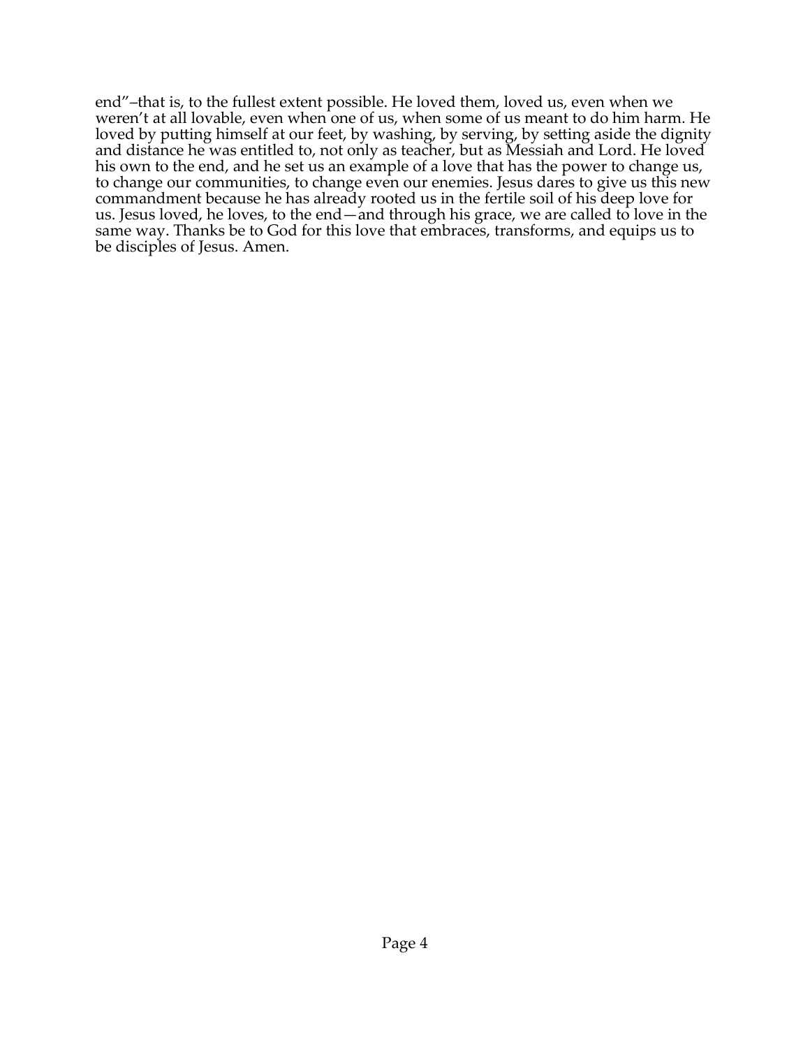end"–that is, to the fullest extent possible. He loved them, loved us, even when we weren't at all lovable, even when one of us, when some of us meant to do him harm. He loved by putting himself at our feet, by washing, by serving, by setting aside the dignity and distance he was entitled to, not only as teacher, but as Messiah and Lord. He loved his own to the end, and he set us an example of a love that has the power to change us, to change our communities, to change even our enemies. Jesus dares to give us this new commandment because he has already rooted us in the fertile soil of his deep love for us. Jesus loved, he loves, to the end—and through his grace, we are called to love in the same way. Thanks be to God for this love that embraces, transforms, and equips us to be disciples of Jesus. Amen.